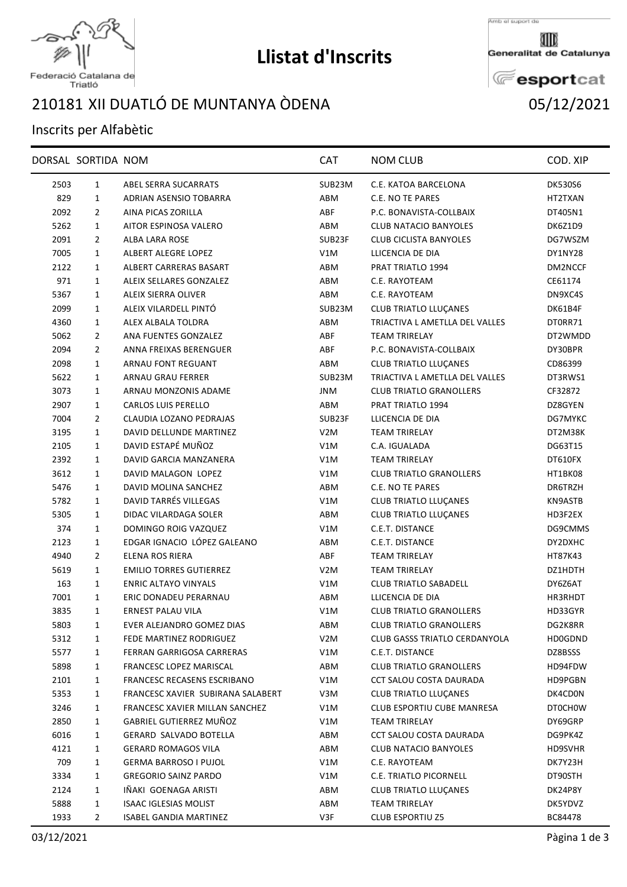# Llistat d'Inscrits

Federació Catalana de Triatló

Amb el suport de Generalitat de Catalunya esportcat

## 210181 XII DUATLÓ DE MUNTANYA ÒDENA 05/12/2021

Inscrits per Alfabètic

| DORSAL | SORTIDA | NOM | CAT | NOM CLUB | COD. XIP |
|---|---|---|---|---|---|
| 2503 | 1 | ABEL SERRA SUCARRATS | SUB23M | C.E. KATOA BARCELONA | DK530S6 |
| 829 | 1 | ADRIAN ASENSIO TOBARRA | ABM | C.E. NO TE PARES | HT2TXAN |
| 2092 | 2 | AINA PICAS ZORILLA | ABF | P.C. BONAVISTA-COLLBAIX | DT405N1 |
| 5262 | 1 | AITOR ESPINOSA VALERO | ABM | CLUB NATACIO BANYOLES | DK6Z1D9 |
| 2091 | 2 | ALBA LARA ROSE | SUB23F | CLUB CICLISTA BANYOLES | DG7WSZM |
| 7005 | 1 | ALBERT ALEGRE LOPEZ | V1M | LLICENCIA DE DIA | DY1NY28 |
| 2122 | 1 | ALBERT CARRERAS BASART | ABM | PRAT TRIATLO 1994 | DM2NCCF |
| 971 | 1 | ALEIX SELLARES GONZALEZ | ABM | C.E. RAYOTEAM | CE61174 |
| 5367 | 1 | ALEIX SIERRA OLIVER | ABM | C.E. RAYOTEAM | DN9XC4S |
| 2099 | 1 | ALEIX VILARDELL PINTÓ | SUB23M | CLUB TRIATLO LLUÇANES | DK61B4F |
| 4360 | 1 | ALEX ALBALA TOLDRA | ABM | TRIACTIVA L AMETLLA DEL VALLES | DT0RR71 |
| 5062 | 2 | ANA FUENTES GONZALEZ | ABF | TEAM TRIRELAY | DT2WMDD |
| 2094 | 2 | ANNA FREIXAS BERENGUER | ABF | P.C. BONAVISTA-COLLBAIX | DY30BPR |
| 2098 | 1 | ARNAU FONT REGUANT | ABM | CLUB TRIATLO LLUÇANES | CD86399 |
| 5622 | 1 | ARNAU GRAU FERRER | SUB23M | TRIACTIVA L AMETLLA DEL VALLES | DT3RWS1 |
| 3073 | 1 | ARNAU MONZONIS ADAME | JNM | CLUB TRIATLO GRANOLLERS | CF32872 |
| 2907 | 1 | CARLOS LUIS PERELLO | ABM | PRAT TRIATLO 1994 | DZ8GYEN |
| 7004 | 2 | CLAUDIA LOZANO PEDRAJAS | SUB23F | LLICENCIA DE DIA | DG7MYKC |
| 3195 | 1 | DAVID DELLUNDE MARTINEZ | V2M | TEAM TRIRELAY | DT2M38K |
| 2105 | 1 | DAVID ESTAPÉ MUÑOZ | V1M | C.A. IGUALADA | DG63T15 |
| 2392 | 1 | DAVID GARCIA MANZANERA | V1M | TEAM TRIRELAY | DT610FX |
| 3612 | 1 | DAVID MALAGON LOPEZ | V1M | CLUB TRIATLO GRANOLLERS | HT1BK08 |
| 5476 | 1 | DAVID MOLINA SANCHEZ | ABM | C.E. NO TE PARES | DR6TRZH |
| 5782 | 1 | DAVID TARRÉS VILLEGAS | V1M | CLUB TRIATLO LLUÇANES | KN9ASTB |
| 5305 | 1 | DIDAC VILARDAGA SOLER | ABM | CLUB TRIATLO LLUÇANES | HD3F2EX |
| 374 | 1 | DOMINGO ROIG VAZQUEZ | V1M | C.E.T. DISTANCE | DG9CMMS |
| 2123 | 1 | EDGAR IGNACIO LÓPEZ GALEANO | ABM | C.E.T. DISTANCE | DY2DXHC |
| 4940 | 2 | ELENA ROS RIERA | ABF | TEAM TRIRELAY | HT87K43 |
| 5619 | 1 | EMILIO TORRES GUTIERREZ | V2M | TEAM TRIRELAY | DZ1HDTH |
| 163 | 1 | ENRIC ALTAYO VINYALS | V1M | CLUB TRIATLO SABADELL | DY6Z6AT |
| 7001 | 1 | ERIC DONADEU PERARNAU | ABM | LLICENCIA DE DIA | HR3RHDT |
| 3835 | 1 | ERNEST PALAU VILA | V1M | CLUB TRIATLO GRANOLLERS | HD33GYR |
| 5803 | 1 | EVER ALEJANDRO GOMEZ DIAS | ABM | CLUB TRIATLO GRANOLLERS | DG2K8RR |
| 5312 | 1 | FEDE MARTINEZ RODRIGUEZ | V2M | CLUB GASSS TRIATLO CERDANYOLA | HD0GDND |
| 5577 | 1 | FERRAN GARRIGOSA CARRERAS | V1M | C.E.T. DISTANCE | DZ8BSSS |
| 5898 | 1 | FRANCESC LOPEZ MARISCAL | ABM | CLUB TRIATLO GRANOLLERS | HD94FDW |
| 2101 | 1 | FRANCESC RECASENS ESCRIBANO | V1M | CCT SALOU COSTA DAURADA | HD9PGBN |
| 5353 | 1 | FRANCESC XAVIER SUBIRANA SALABERT | V3M | CLUB TRIATLO LLUÇANES | DK4CD0N |
| 3246 | 1 | FRANCESC XAVIER MILLAN SANCHEZ | V1M | CLUB ESPORTIU CUBE MANRESA | DT0CH0W |
| 2850 | 1 | GABRIEL GUTIERREZ MUÑOZ | V1M | TEAM TRIRELAY | DY69GRP |
| 6016 | 1 | GERARD SALVADO BOTELLA | ABM | CCT SALOU COSTA DAURADA | DG9PK4Z |
| 4121 | 1 | GERARD ROMAGOS VILA | ABM | CLUB NATACIO BANYOLES | HD9SVHR |
| 709 | 1 | GERMA BARROSO I PUJOL | V1M | C.E. RAYOTEAM | DK7Y23H |
| 3334 | 1 | GREGORIO SAINZ PARDO | V1M | C.E. TRIATLO PICORNELL | DT90STH |
| 2124 | 1 | IÑAKI GOENAGA ARISTI | ABM | CLUB TRIATLO LLUÇANES | DK24P8Y |
| 5888 | 1 | ISAAC IGLESIAS MOLIST | ABM | TEAM TRIRELAY | DK5YDVZ |
| 1933 | 2 | ISABEL GANDIA MARTINEZ | V3F | CLUB ESPORTIU Z5 | BC84478 |

03/12/2021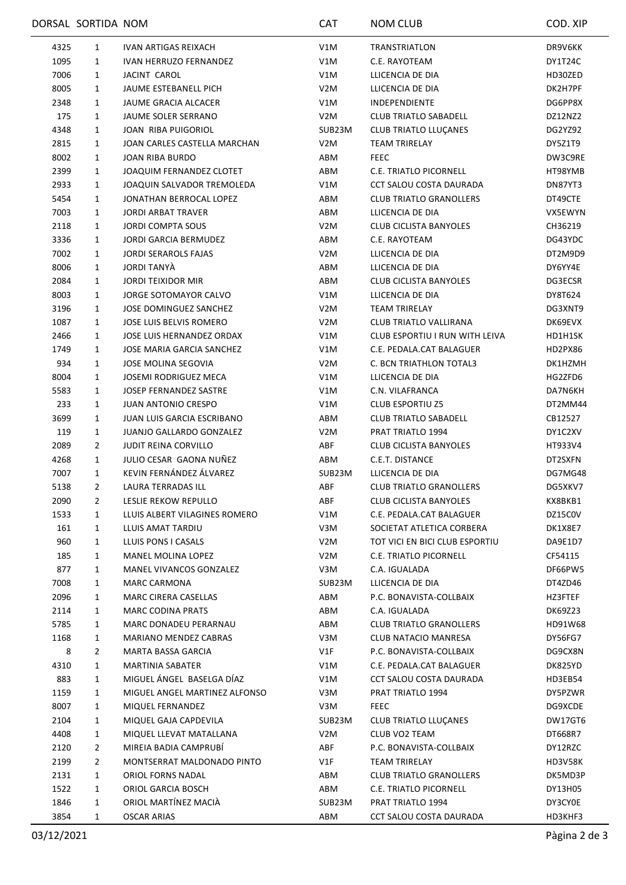| DORSAL | SORTIDA | NOM | CAT | NOM CLUB | COD. XIP |
|---|---|---|---|---|---|
| 4325 | 1 | IVAN ARTIGAS REIXACH | V1M | TRANSTRIATLON | DR9V6KK |
| 1095 | 1 | IVAN HERRUZO FERNANDEZ | V1M | C.E. RAYOTEAM | DY1T24C |
| 7006 | 1 | JACINT CAROL | V1M | LLICENCIA DE DIA | HD30ZED |
| 8005 | 1 | JAUME ESTEBANELL PICH | V2M | LLICENCIA DE DIA | DK2H7PF |
| 2348 | 1 | JAUME GRACIA ALCACER | V1M | INDEPENDIENTE | DG6PP8X |
| 175 | 1 | JAUME SOLER SERRANO | V2M | CLUB TRIATLO SABADELL | DZ12NZ2 |
| 4348 | 1 | JOAN RIBA PUIGORIOL | SUB23M | CLUB TRIATLO LLUÇANES | DG2YZ92 |
| 2815 | 1 | JOAN CARLES CASTELLA MARCHAN | V2M | TEAM TRIRELAY | DY5Z1T9 |
| 8002 | 1 | JOAN RIBA BURDO | ABM | FEEC | DW3C9RE |
| 2399 | 1 | JOAQUIM FERNANDEZ CLOTET | ABM | C.E. TRIATLO PICORNELL | HT98YMB |
| 2933 | 1 | JOAQUIN SALVADOR TREMOLEDA | V1M | CCT SALOU COSTA DAURADA | DN87YT3 |
| 5454 | 1 | JONATHAN BERROCAL LOPEZ | ABM | CLUB TRIATLO GRANOLLERS | DT49CTE |
| 7003 | 1 | JORDI ARBAT TRAVER | ABM | LLICENCIA DE DIA | VX5EWYN |
| 2118 | 1 | JORDI COMPTA SOUS | V2M | CLUB CICLISTA BANYOLES | CH36219 |
| 3336 | 1 | JORDI GARCIA BERMUDEZ | ABM | C.E. RAYOTEAM | DG43YDC |
| 7002 | 1 | JORDI SERAROLS FAJAS | V2M | LLICENCIA DE DIA | DT2M9D9 |
| 8006 | 1 | JORDI TANYÀ | ABM | LLICENCIA DE DIA | DY6YY4E |
| 2084 | 1 | JORDI TEIXIDOR MIR | ABM | CLUB CICLISTA BANYOLES | DG3ECSR |
| 8003 | 1 | JORGE SOTOMAYOR CALVO | V1M | LLICENCIA DE DIA | DY8T624 |
| 3196 | 1 | JOSE DOMINGUEZ SANCHEZ | V2M | TEAM TRIRELAY | DG3XNT9 |
| 1087 | 1 | JOSE LUIS BELVIS ROMERO | V2M | CLUB TRIATLO VALLIRANA | DK69EVX |
| 2466 | 1 | JOSE LUIS HERNANDEZ ORDAX | V1M | CLUB ESPORTIU I RUN WITH LEIVA | HD1H1SK |
| 1749 | 1 | JOSE MARIA GARCIA SANCHEZ | V1M | C.E. PEDALA.CAT BALAGUER | HD2PX86 |
| 934 | 1 | JOSE MOLINA SEGOVIA | V2M | C. BCN TRIATHLON TOTAL3 | DK1HZMH |
| 8004 | 1 | JOSEMI RODRIGUEZ MECA | V1M | LLICENCIA DE DIA | HG2ZFD6 |
| 5583 | 1 | JOSEP FERNANDEZ SASTRE | V1M | C.N. VILAFRANCA | DA7N6KH |
| 233 | 1 | JUAN ANTONIO CRESPO | V1M | CLUB ESPORTIU Z5 | DT2MM44 |
| 3699 | 1 | JUAN LUIS GARCIA ESCRIBANO | ABM | CLUB TRIATLO SABADELL | CB12527 |
| 119 | 1 | JUANJO GALLARDO GONZALEZ | V2M | PRAT TRIATLO 1994 | DY1C2XV |
| 2089 | 2 | JUDIT REINA CORVILLO | ABF | CLUB CICLISTA BANYOLES | HT933V4 |
| 4268 | 1 | JULIO CESAR GAONA NUÑEZ | ABM | C.E.T. DISTANCE | DT2SXFN |
| 7007 | 1 | KEVIN FERNÁNDEZ ÁLVAREZ | SUB23M | LLICENCIA DE DIA | DG7MG48 |
| 5138 | 2 | LAURA TERRADAS ILL | ABF | CLUB TRIATLO GRANOLLERS | DG5XKV7 |
| 2090 | 2 | LESLIE REKOW REPULLO | ABF | CLUB CICLISTA BANYOLES | KX8BKB1 |
| 1533 | 1 | LLUIS ALBERT VILAGINES ROMERO | V1M | C.E. PEDALA.CAT BALAGUER | DZ15C0V |
| 161 | 1 | LLUIS AMAT TARDIU | V3M | SOCIETAT ATLETICA CORBERA | DK1X8E7 |
| 960 | 1 | LLUIS PONS I CASALS | V2M | TOT VICI EN BICI CLUB ESPORTIU | DA9E1D7 |
| 185 | 1 | MANEL MOLINA LOPEZ | V2M | C.E. TRIATLO PICORNELL | CF54115 |
| 877 | 1 | MANEL VIVANCOS GONZALEZ | V3M | C.A. IGUALADA | DF66PW5 |
| 7008 | 1 | MARC CARMONA | SUB23M | LLICENCIA DE DIA | DT4ZD46 |
| 2096 | 1 | MARC CIRERA CASELLAS | ABM | P.C. BONAVISTA-COLLBAIX | HZ3FTEF |
| 2114 | 1 | MARC CODINA PRATS | ABM | C.A. IGUALADA | DK69Z23 |
| 5785 | 1 | MARC DONADEU PERARNAU | ABM | CLUB TRIATLO GRANOLLERS | HD91W68 |
| 1168 | 1 | MARIANO MENDEZ CABRAS | V3M | CLUB NATACIO MANRESA | DY56FG7 |
| 8 | 2 | MARTA BASSA GARCIA | V1F | P.C. BONAVISTA-COLLBAIX | DG9CX8N |
| 4310 | 1 | MARTINIA SABATER | V1M | C.E. PEDALA.CAT BALAGUER | DK825YD |
| 883 | 1 | MIGUEL ÁNGEL BASELGA DÍAZ | V1M | CCT SALOU COSTA DAURADA | HD3EB54 |
| 1159 | 1 | MIGUEL ANGEL MARTINEZ ALFONSO | V3M | PRAT TRIATLO 1994 | DY5PZWR |
| 8007 | 1 | MIQUEL FERNANDEZ | V3M | FEEC | DG9XCDE |
| 2104 | 1 | MIQUEL GAJA CAPDEVILA | SUB23M | CLUB TRIATLO LLUÇANES | DW17GT6 |
| 4408 | 1 | MIQUEL LLEVAT MATALLANA | V2M | CLUB VO2 TEAM | DT668R7 |
| 2120 | 2 | MIREIA BADIA CAMPRUBÍ | ABF | P.C. BONAVISTA-COLLBAIX | DY12RZC |
| 2199 | 2 | MONTSERRAT MALDONADO PINTO | V1F | TEAM TRIRELAY | HD3V58K |
| 2131 | 1 | ORIOL FORNS NADAL | ABM | CLUB TRIATLO GRANOLLERS | DK5MD3P |
| 1522 | 1 | ORIOL GARCIA BOSCH | ABM | C.E. TRIATLO PICORNELL | DY13H05 |
| 1846 | 1 | ORIOL MARTÍNEZ MACIÀ | SUB23M | PRAT TRIATLO 1994 | DY3CY0E |
| 3854 | 1 | OSCAR ARIAS | ABM | CCT SALOU COSTA DAURADA | HD3KHF3 |

03/12/2021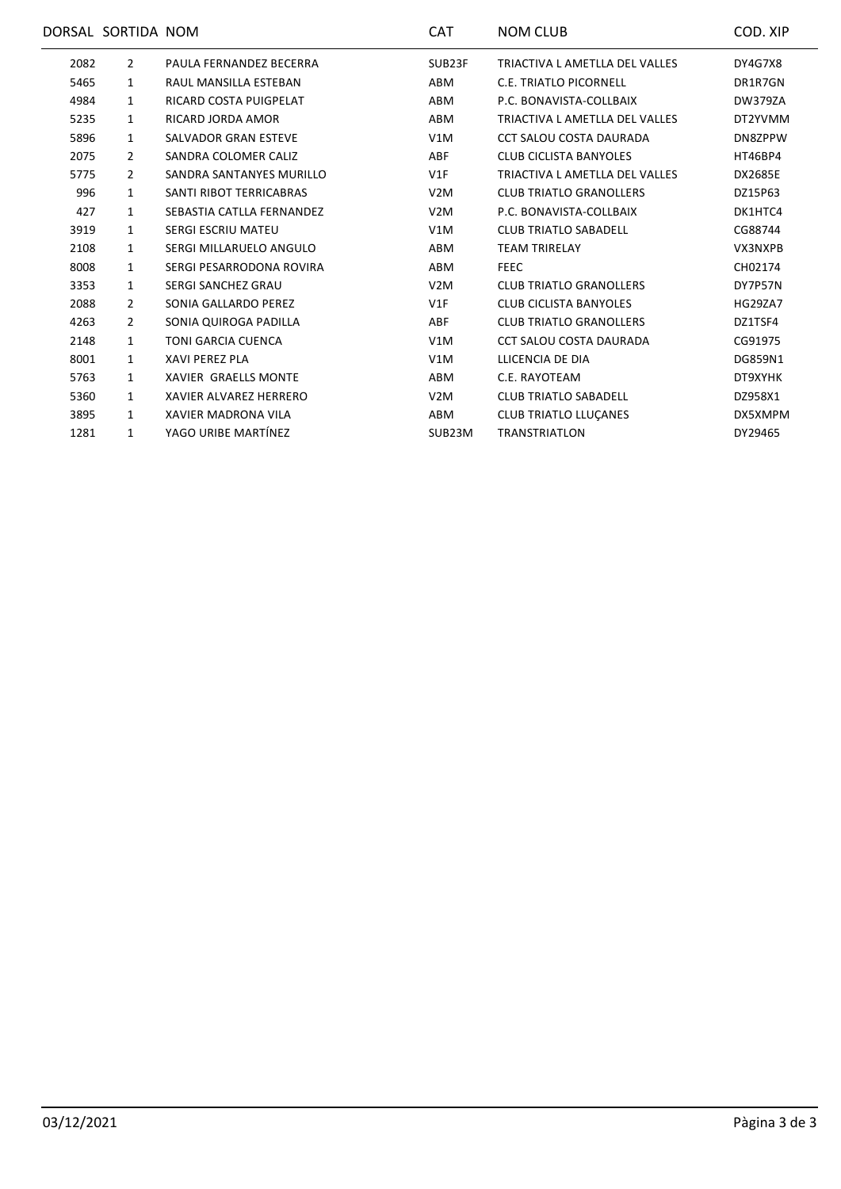| DORSAL | SORTIDA | NOM | CAT | NOM CLUB | COD. XIP |
|---|---|---|---|---|---|
| 2082 | 2 | PAULA FERNANDEZ BECERRA | SUB23F | TRIACTIVA L AMETLLA DEL VALLES | DY4G7X8 |
| 5465 | 1 | RAUL MANSILLA ESTEBAN | ABM | C.E. TRIATLO PICORNELL | DR1R7GN |
| 4984 | 1 | RICARD COSTA PUIGPELAT | ABM | P.C. BONAVISTA-COLLBAIX | DW379ZA |
| 5235 | 1 | RICARD JORDA AMOR | ABM | TRIACTIVA L AMETLLA DEL VALLES | DT2YVMM |
| 5896 | 1 | SALVADOR GRAN ESTEVE | V1M | CCT SALOU COSTA DAURADA | DN8ZPPW |
| 2075 | 2 | SANDRA COLOMER CALIZ | ABF | CLUB CICLISTA BANYOLES | HT46BP4 |
| 5775 | 2 | SANDRA SANTANYES MURILLO | V1F | TRIACTIVA L AMETLLA DEL VALLES | DX2685E |
| 996 | 1 | SANTI RIBOT TERRICABRAS | V2M | CLUB TRIATLO GRANOLLERS | DZ15P63 |
| 427 | 1 | SEBASTIA CATLLA FERNANDEZ | V2M | P.C. BONAVISTA-COLLBAIX | DK1HTC4 |
| 3919 | 1 | SERGI ESCRIU MATEU | V1M | CLUB TRIATLO SABADELL | CG88744 |
| 2108 | 1 | SERGI MILLARUELO ANGULO | ABM | TEAM TRIRELAY | VX3NXPB |
| 8008 | 1 | SERGI PESARRODONA ROVIRA | ABM | FEEC | CH02174 |
| 3353 | 1 | SERGI SANCHEZ GRAU | V2M | CLUB TRIATLO GRANOLLERS | DY7P57N |
| 2088 | 2 | SONIA GALLARDO PEREZ | V1F | CLUB CICLISTA BANYOLES | HG29ZA7 |
| 4263 | 2 | SONIA QUIROGA PADILLA | ABF | CLUB TRIATLO GRANOLLERS | DZ1TSF4 |
| 2148 | 1 | TONI GARCIA CUENCA | V1M | CCT SALOU COSTA DAURADA | CG91975 |
| 8001 | 1 | XAVI PEREZ PLA | V1M | LLICENCIA DE DIA | DG859N1 |
| 5763 | 1 | XAVIER GRAELLS MONTE | ABM | C.E. RAYOTEAM | DT9XYHK |
| 5360 | 1 | XAVIER ALVAREZ HERRERO | V2M | CLUB TRIATLO SABADELL | DZ958X1 |
| 3895 | 1 | XAVIER MADRONA VILA | ABM | CLUB TRIATLO LLUÇANES | DX5XMPM |
| 1281 | 1 | YAGO URIBE MARTÍNEZ | SUB23M | TRANSTRIATLON | DY29465 |

03/12/2021